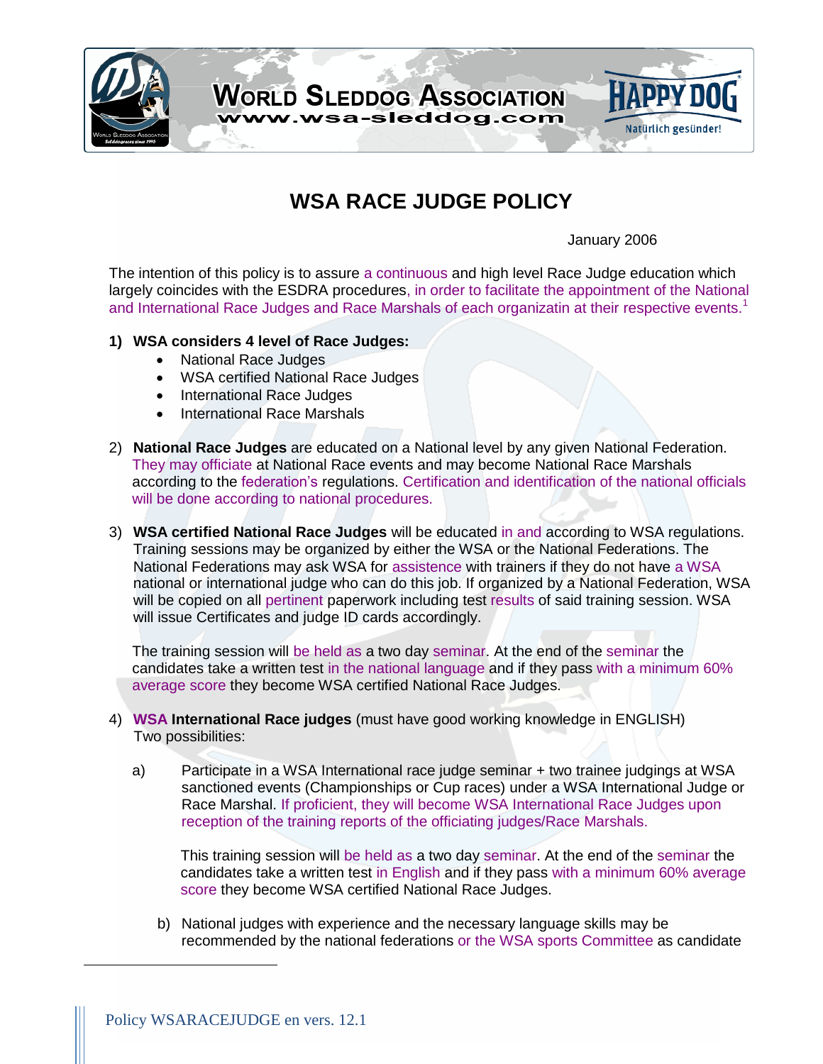# WSA RACE JUDGE POLICY

January 2006

The intention of this policy is to assure a continuous and high level Race Judge education which largely coincides with the ESDRA procedures, in order to facilitate the appointment of the National and International Race Judges and Race Marshals of each organizatin at their respective events.[1]

**1) WSA considers 4 level of Race Judges:**

- National Race Judges
- WSA certified National Race Judges
- International Race Judges
- International Race Marshals

2) **National Race Judges** are educated on a National level by any given National Federation. They may officiate at National Race events and may become National Race Marshals according to the federation's regulations. Certification and identification of the national officials will be done according to national procedures.

3) **WSA certified National Race Judges** will be educated in and according to WSA regulations. Training sessions may be organized by either the WSA or the National Federations. The National Federations may ask WSA for assistence with trainers if they do not have a WSA national or international judge who can do this job. If organized by a National Federation, WSA will be copied on all pertinent paperwork including test results of said training session. WSA will issue Certificates and judge ID cards accordingly.

   The training session will be held as a two day seminar. At the end of the seminar the candidates take a written test in the national language and if they pass with a minimum 60% average score they become WSA certified National Race Judges.

4) **WSA International Race judges** (must have good working knowledge in ENGLISH)
   Two possibilities:

   a) Participate in a WSA International race judge seminar + two trainee judgings at WSA sanctioned events (Championships or Cup races) under a WSA International Judge or Race Marshal. If proficient, they will become WSA International Race Judges upon reception of the training reports of the officiating judges/Race Marshals.

      This training session will be held as a two day seminar. At the end of the seminar the candidates take a written test in English and if they pass with a minimum 60% average score they become WSA certified National Race Judges.

   b) National judges with experience and the necessary language skills may be recommended by the national federations or the WSA sports Committee as candidate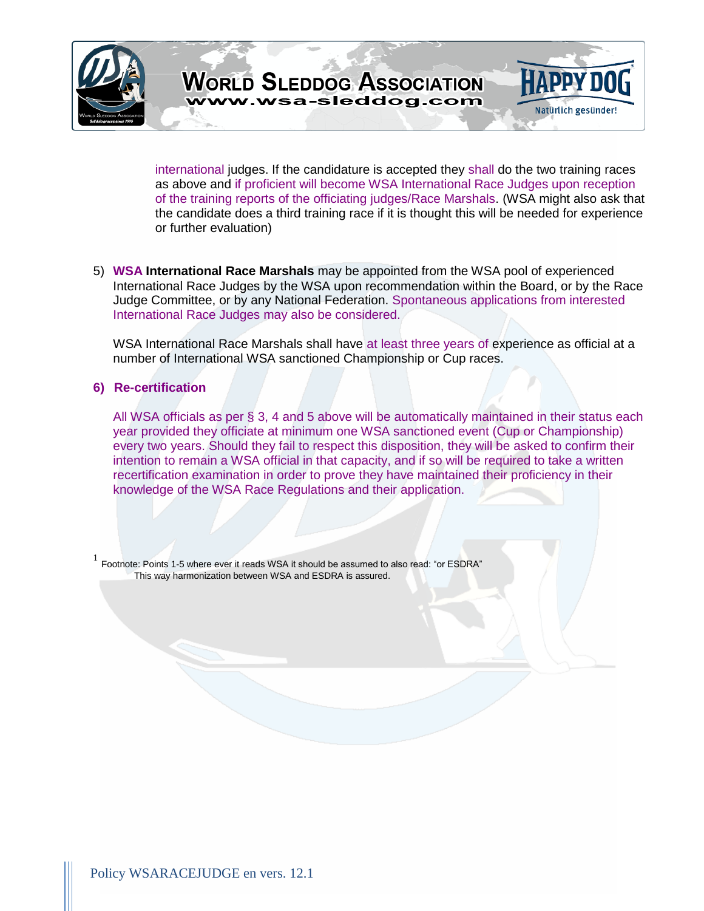international judges. If the candidature is accepted they shall do the two training races as above and if proficient will become WSA International Race Judges upon reception of the training reports of the officiating judges/Race Marshals. (WSA might also ask that the candidate does a third training race if it is thought this will be needed for experience or further evaluation)

5) **WSA International Race Marshals** may be appointed from the WSA pool of experienced International Race Judges by the WSA upon recommendation within the Board, or by the Race Judge Committee, or by any National Federation. Spontaneous applications from interested International Race Judges may also be considered.

   WSA International Race Marshals shall have at least three years of experience as official at a number of International WSA sanctioned Championship or Cup races.

**6) Re-certification**

All WSA officials as per § 3, 4 and 5 above will be automatically maintained in their status each year provided they officiate at minimum one WSA sanctioned event (Cup or Championship) every two years. Should they fail to respect this disposition, they will be asked to confirm their intention to remain a WSA official in that capacity, and if so will be required to take a written recertification examination in order to prove they have maintained their proficiency in their knowledge of the WSA Race Regulations and their application.

[1] Footnote: Points 1-5 where ever it reads WSA it should be assumed to also read: "or ESDRA"
This way harmonization between WSA and ESDRA is assured.